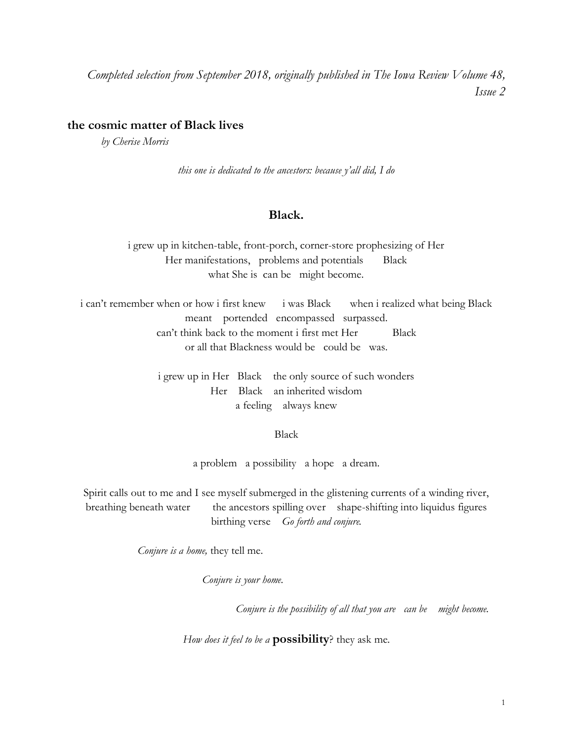*Completed selection from September 2018, originally published in The Iowa Review Volume 48, Issue 2*

## the cosmic matter of Black lives

*by Cherise Morris*

*this one is dedicated to the ancestors: because y'all did, I do*

### Black.

i grew up in kitchen-table, front-porch, corner-store prophesizing of Her
Her manifestations,   problems and potentials      Black
what She is  can be   might become.

i can't remember when or how i first knew      i was Black      when i realized what being Black
meant    portended   encompassed   surpassed.
can't think back to the moment i first met Her           Black
or all that Blackness would be   could be   was.

i grew up in Her   Black    the only source of such wonders
Her    Black    an inherited wisdom
a feeling    always knew

Black

a problem   a possibility   a hope   a dream.

Spirit calls out to me and I see myself submerged in the glistening currents of a winding river,
breathing beneath water        the ancestors spilling over    shape-shifting into liquidus figures
birthing verse    *Go forth and conjure.*

*Conjure is a home,* they tell me.

*Conjure is your home.*

*Conjure is the possibility of all that you are   can be    might become.*

*How does it feel to be a* **possibility**? they ask me.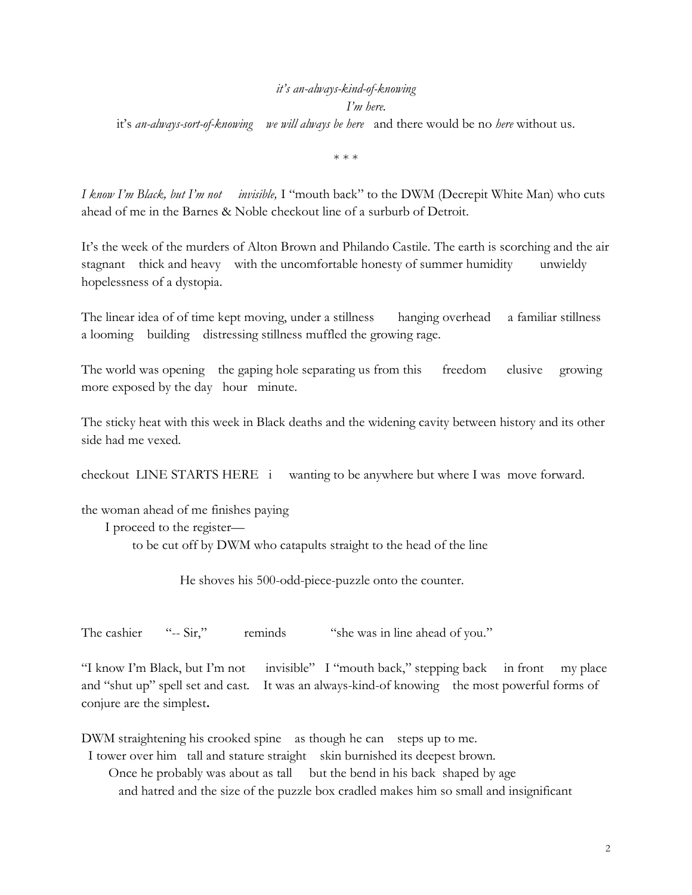*it's an-always-kind-of-knowing*

*I'm here.*

it's *an-always-sort-of-knowing we will always be here* and there would be no *here* without us.

\* \* \*

*I know I'm Black, but I'm not invisible,* I "mouth back" to the DWM (Decrepit White Man) who cuts ahead of me in the Barnes & Noble checkout line of a surburb of Detroit.

It's the week of the murders of Alton Brown and Philando Castile. The earth is scorching and the air stagnant thick and heavy with the uncomfortable honesty of summer humidity unwieldy hopelessness of a dystopia.

The linear idea of of time kept moving, under a stillness hanging overhead a familiar stillness a looming building distressing stillness muffled the growing rage.

The world was opening the gaping hole separating us from this freedom elusive growing more exposed by the day hour minute.

The sticky heat with this week in Black deaths and the widening cavity between history and its other side had me vexed.

checkout LINE STARTS HERE i wanting to be anywhere but where I was move forward.

the woman ahead of me finishes paying

I proceed to the register—

to be cut off by DWM who catapults straight to the head of the line

He shoves his 500-odd-piece-puzzle onto the counter.

The cashier "-- Sir," reminds "she was in line ahead of you."

"I know I'm Black, but I'm not invisible" I "mouth back," stepping back in front my place and "shut up" spell set and cast. It was an always-kind-of knowing the most powerful forms of conjure are the simplest**.**

DWM straightening his crooked spine as though he can steps up to me.

I tower over him tall and stature straight skin burnished its deepest brown.

Once he probably was about as tall but the bend in his back shaped by age and hatred and the size of the puzzle box cradled makes him so small and insignificant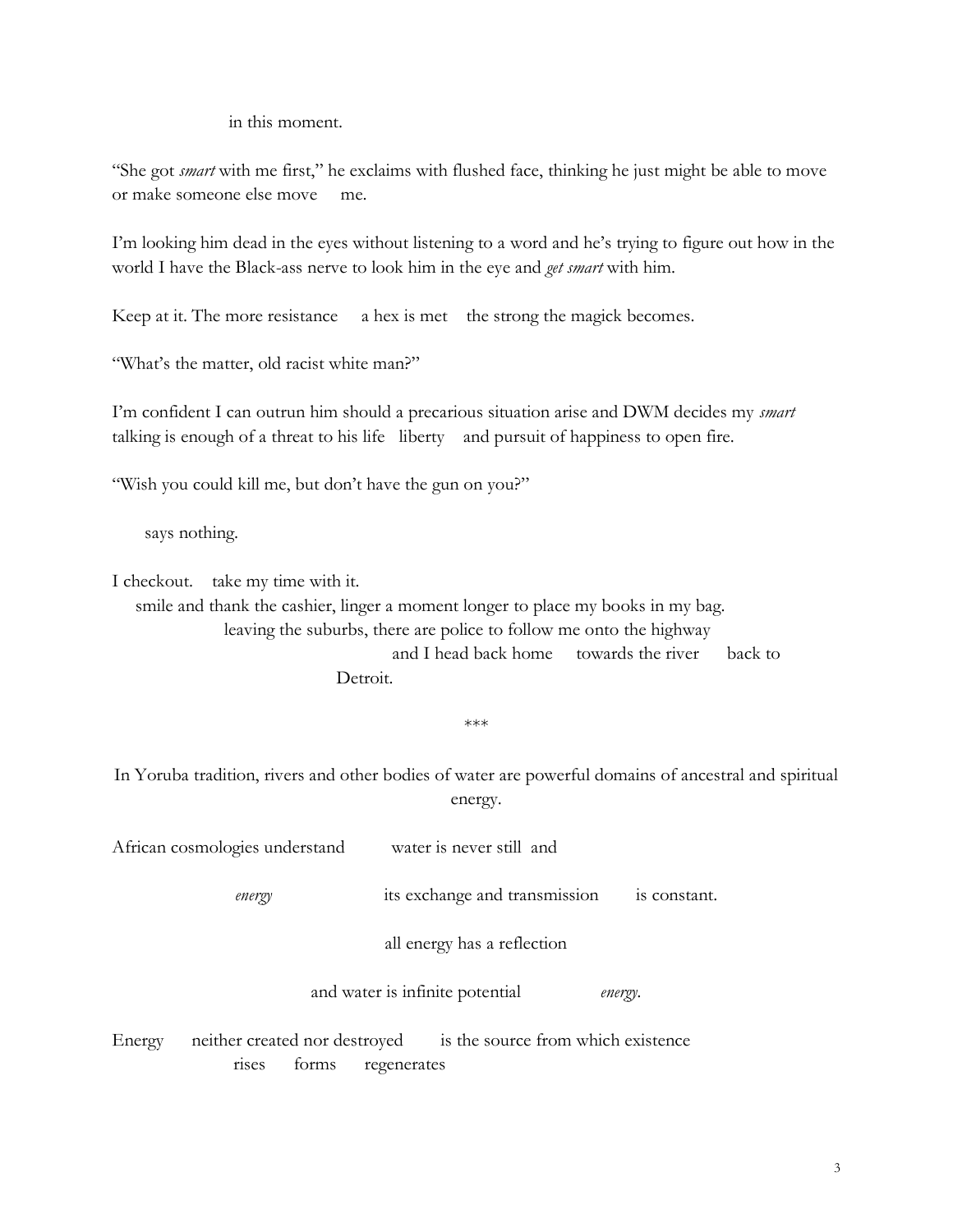in this moment.

"She got *smart* with me first," he exclaims with flushed face, thinking he just might be able to move or make someone else move     me.

I'm looking him dead in the eyes without listening to a word and he's trying to figure out how in the world I have the Black-ass nerve to look him in the eye and *get smart* with him.

Keep at it. The more resistance     a hex is met     the strong the magick becomes.

"What's the matter, old racist white man?"

I'm confident I can outrun him should a precarious situation arise and DWM decides my *smart* talking is enough of a threat to his life   liberty     and pursuit of happiness to open fire.

"Wish you could kill me, but don't have the gun on you?"

says nothing.

I checkout.     take my time with it.
smile and thank the cashier, linger a moment longer to place my books in my bag.
leaving the suburbs, there are police to follow me onto the highway
and I head back home     towards the river     back to
Detroit.

\*\*\*

In Yoruba tradition, rivers and other bodies of water are powerful domains of ancestral and spiritual energy.

African cosmologies understand          water is never still  and

*energy*                    its exchange and transmission        is constant.

all energy has a reflection

and water is infinite potential               *energy*.

Energy     neither created nor destroyed        is the source from which existence
rises     forms     regenerates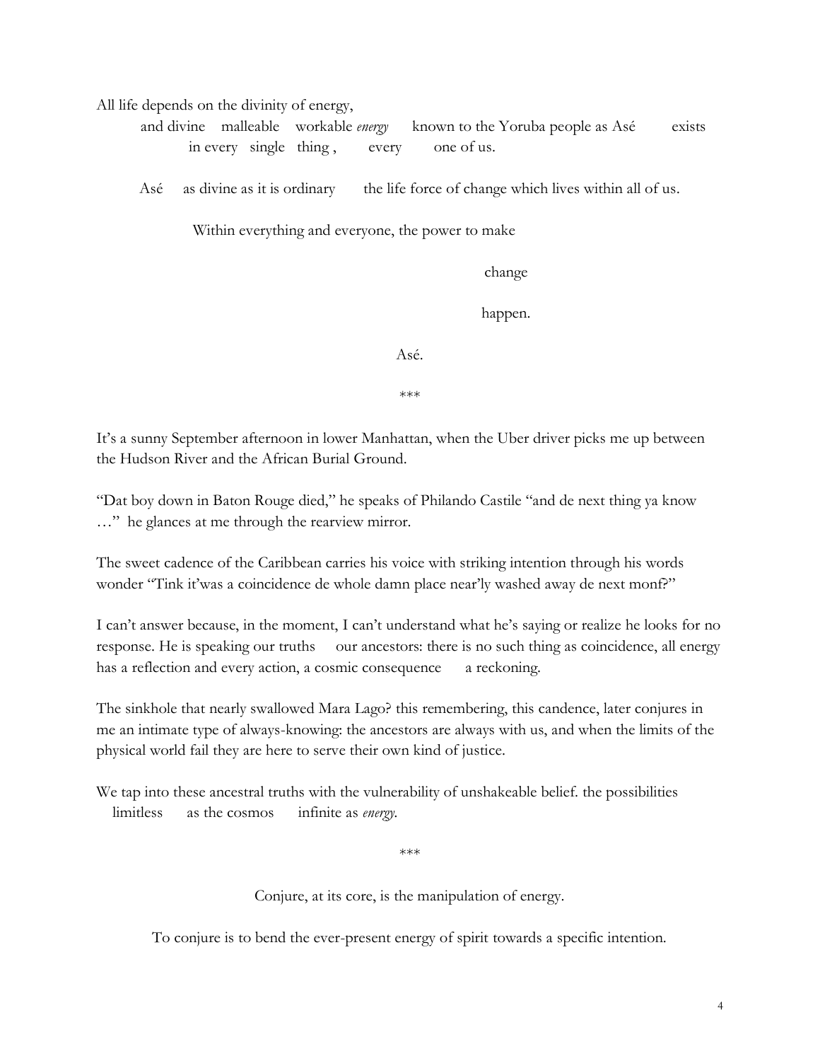All life depends on the divinity of energy,

and divine  malleable  workable *energy*  known to the Yoruba people as Asé  exists in every  single  thing ,  every  one of us.

Asé  as divine as it is ordinary  the life force of change which lives within all of us.

Within everything and everyone, the power to make

change

happen.

Asé.

\*\*\*

It's a sunny September afternoon in lower Manhattan, when the Uber driver picks me up between the Hudson River and the African Burial Ground.

"Dat boy down in Baton Rouge died," he speaks of Philando Castile "and de next thing ya know …" he glances at me through the rearview mirror.

The sweet cadence of the Caribbean carries his voice with striking intention through his words wonder "Tink it'was a coincidence de whole damn place near'ly washed away de next monf?"

I can't answer because, in the moment, I can't understand what he's saying or realize he looks for no response. He is speaking our truths  our ancestors: there is no such thing as coincidence, all energy has a reflection and every action, a cosmic consequence  a reckoning.

The sinkhole that nearly swallowed Mara Lago? this remembering, this candence, later conjures in me an intimate type of always-knowing: the ancestors are always with us, and when the limits of the physical world fail they are here to serve their own kind of justice.

We tap into these ancestral truths with the vulnerability of unshakeable belief. the possibilities limitless  as the cosmos  infinite as *energy*.

\*\*\*

Conjure, at its core, is the manipulation of energy.

To conjure is to bend the ever-present energy of spirit towards a specific intention.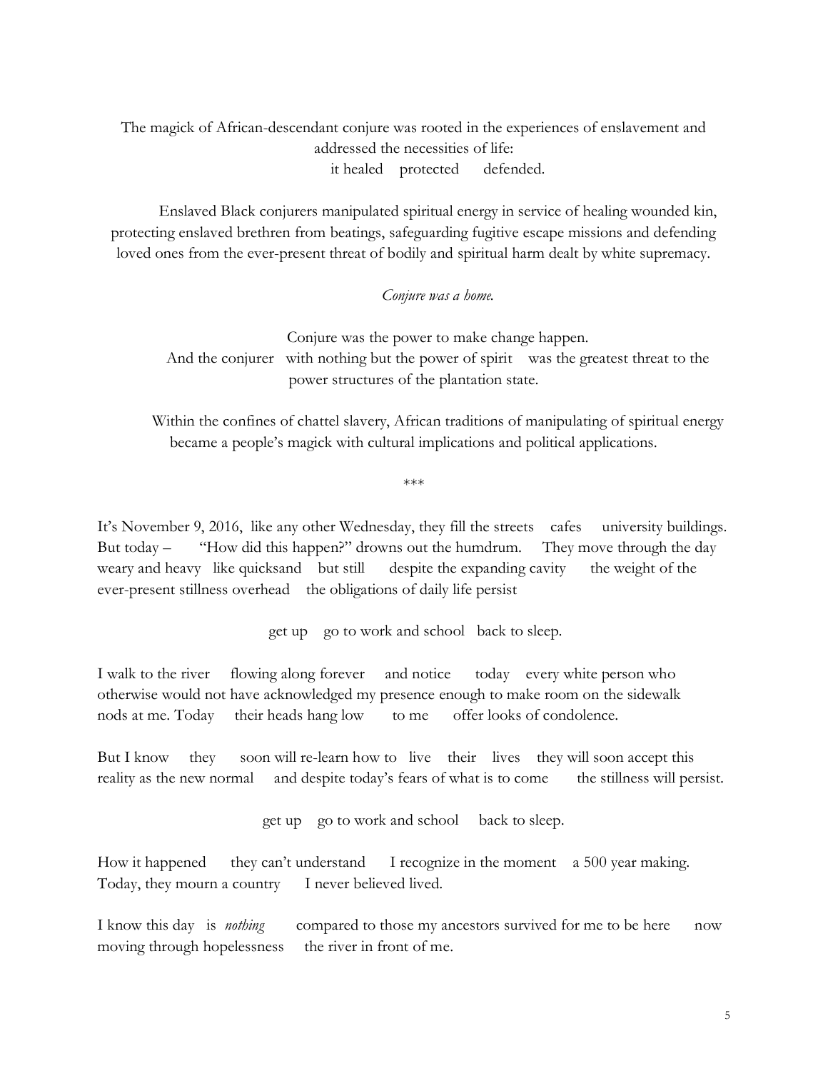The magick of African-descendant conjure was rooted in the experiences of enslavement and addressed the necessities of life:
it healed    protected    defended.

Enslaved Black conjurers manipulated spiritual energy in service of healing wounded kin, protecting enslaved brethren from beatings, safeguarding fugitive escape missions and defending loved ones from the ever-present threat of bodily and spiritual harm dealt by white supremacy.

*Conjure was a home.*

Conjure was the power to make change happen.
And the conjurer   with nothing but the power of spirit   was the greatest threat to the power structures of the plantation state.

Within the confines of chattel slavery, African traditions of manipulating of spiritual energy became a people's magick with cultural implications and political applications.

***

It's November 9, 2016, like any other Wednesday, they fill the streets    cafes    university buildings. But today –    "How did this happen?" drowns out the humdrum.    They move through the day weary and heavy   like quicksand   but still    despite the expanding cavity    the weight of the ever-present stillness overhead    the obligations of daily life persist

get up    go to work and school    back to sleep.

I walk to the river    flowing along forever    and notice    today    every white person who otherwise would not have acknowledged my presence enough to make room on the sidewalk nods at me. Today    their heads hang low    to me    offer looks of condolence.

But I know    they    soon will re-learn how to   live   their   lives   they will soon accept this reality as the new normal    and despite today's fears of what is to come    the stillness will persist.

get up    go to work and school    back to sleep.

How it happened    they can't understand    I recognize in the moment    a 500 year making. Today, they mourn a country    I never believed lived.

I know this day   is   *nothing*    compared to those my ancestors survived for me to be here    now moving through hopelessness    the river in front of me.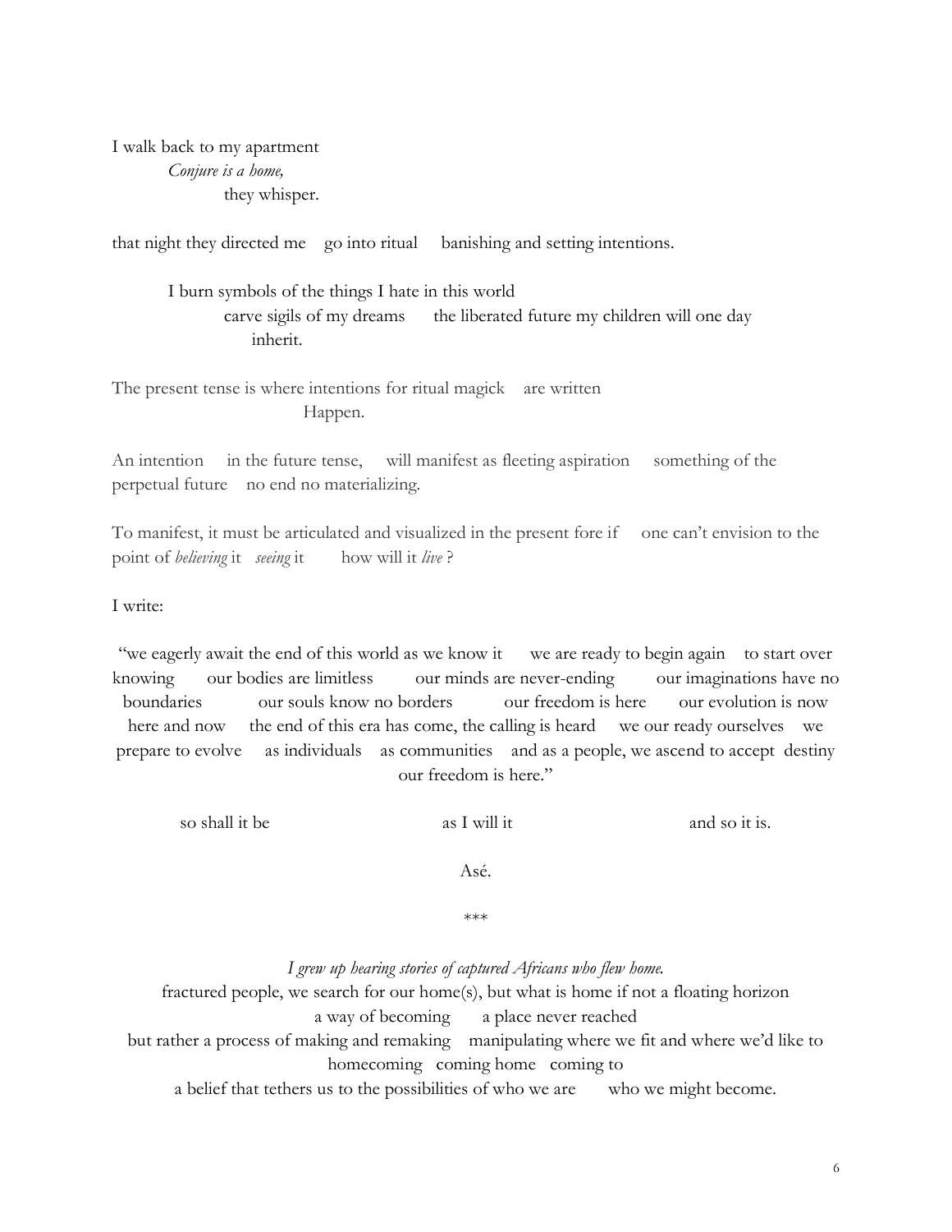I walk back to my apartment

*Conjure is a home,*

they whisper.

that night they directed me go into ritual banishing and setting intentions.

I burn symbols of the things I hate in this world

carve sigils of my dreams the liberated future my children will one day inherit.

The present tense is where intentions for ritual magick are written

Happen.

An intention in the future tense, will manifest as fleeting aspiration something of the perpetual future no end no materializing.

To manifest, it must be articulated and visualized in the present fore if one can't envision to the point of *believing* it *seeing* it how will it *live* ?

I write:

"we eagerly await the end of this world as we know it we are ready to begin again to start over knowing our bodies are limitless our minds are never-ending our imaginations have no boundaries our souls know no borders our freedom is here our evolution is now here and now the end of this era has come, the calling is heard we our ready ourselves we prepare to evolve as individuals as communities and as a people, we ascend to accept destiny our freedom is here."

so shall it be as I will it and so it is.

Asé.

\*\*\*

*I grew up hearing stories of captured Africans who flew home.*

fractured people, we search for our home(s), but what is home if not a floating horizon

a way of becoming a place never reached

but rather a process of making and remaking manipulating where we fit and where we'd like to

homecoming coming home coming to

a belief that tethers us to the possibilities of who we are who we might become.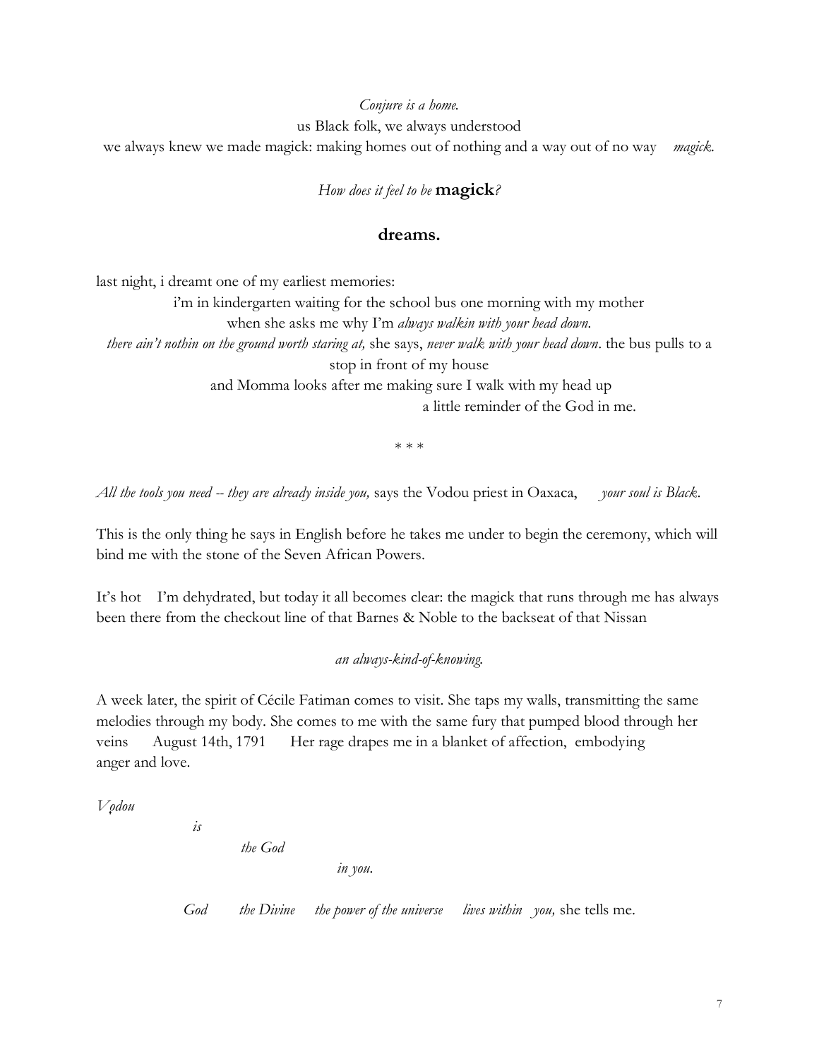*Conjure is a home.*

us Black folk, we always understood

we always knew we made magick: making homes out of nothing and a way out of no way *magick.*

*How does it feel to be* **magick***?*

## dreams.

last night, i dreamt one of my earliest memories:

i'm in kindergarten waiting for the school bus one morning with my mother

when she asks me why I'm *always walkin with your head down.*

*there ain't nothin on the ground worth staring at,* she says, *never walk with your head down*. the bus pulls to a stop in front of my house

and Momma looks after me making sure I walk with my head up

a little reminder of the God in me.

\* \* \*

*All the tools you need -- they are already inside you,* says the Vodou priest in Oaxaca, *your soul is Black.*

This is the only thing he says in English before he takes me under to begin the ceremony, which will bind me with the stone of the Seven African Powers.

It's hot I'm dehydrated, but today it all becomes clear: the magick that runs through me has always been there from the checkout line of that Barnes & Noble to the backseat of that Nissan

*an always-kind-of-knowing.*

A week later, the spirit of Cécile Fatiman comes to visit. She taps my walls, transmitting the same melodies through my body. She comes to me with the same fury that pumped blood through her veins August 14th, 1791 Her rage drapes me in a blanket of affection, embodying anger and love.

*Vọdou*

*is*

*the God*

*in you.*

*God the Divine the power of the universe lives within you,* she tells me.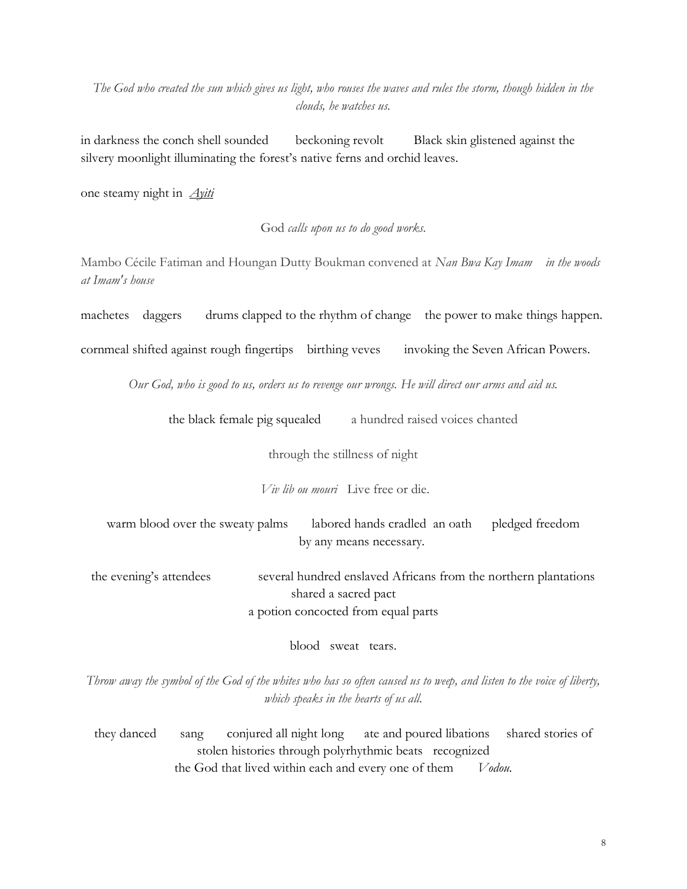*The God who created the sun which gives us light, who rouses the waves and rules the storm, though hidden in the clouds, he watches us.*

in darkness the conch shell sounded  beckoning revolt  Black skin glistened against the silvery moonlight illuminating the forest's native ferns and orchid leaves.

one steamy night in *Ayiti*

God *calls upon us to do good works.*

Mambo Cécile Fatiman and Houngan Dutty Boukman convened at *Nan Bwa Kay Imam  in the woods at Imam's house*

machetes  daggers  drums clapped to the rhythm of change  the power to make things happen.

cornmeal shifted against rough fingertips  birthing veves  invoking the Seven African Powers.

*Our God, who is good to us, orders us to revenge our wrongs. He will direct our arms and aid us.*

the black female pig squealed  a hundred raised voices chanted

through the stillness of night

*Viv lib ou mouri*  Live free or die.

warm blood over the sweaty palms  labored hands cradled an oath  pledged freedom by any means necessary.

the evening's attendees  several hundred enslaved Africans from the northern plantations shared a sacred pact
a potion concocted from equal parts

blood  sweat  tears.

*Throw away the symbol of the God of the whites who has so often caused us to weep, and listen to the voice of liberty, which speaks in the hearts of us all.*

they danced  sang  conjured all night long  ate and poured libations  shared stories of stolen histories through polyrhythmic beats  recognized
the God that lived within each and every one of them  *Vodou.*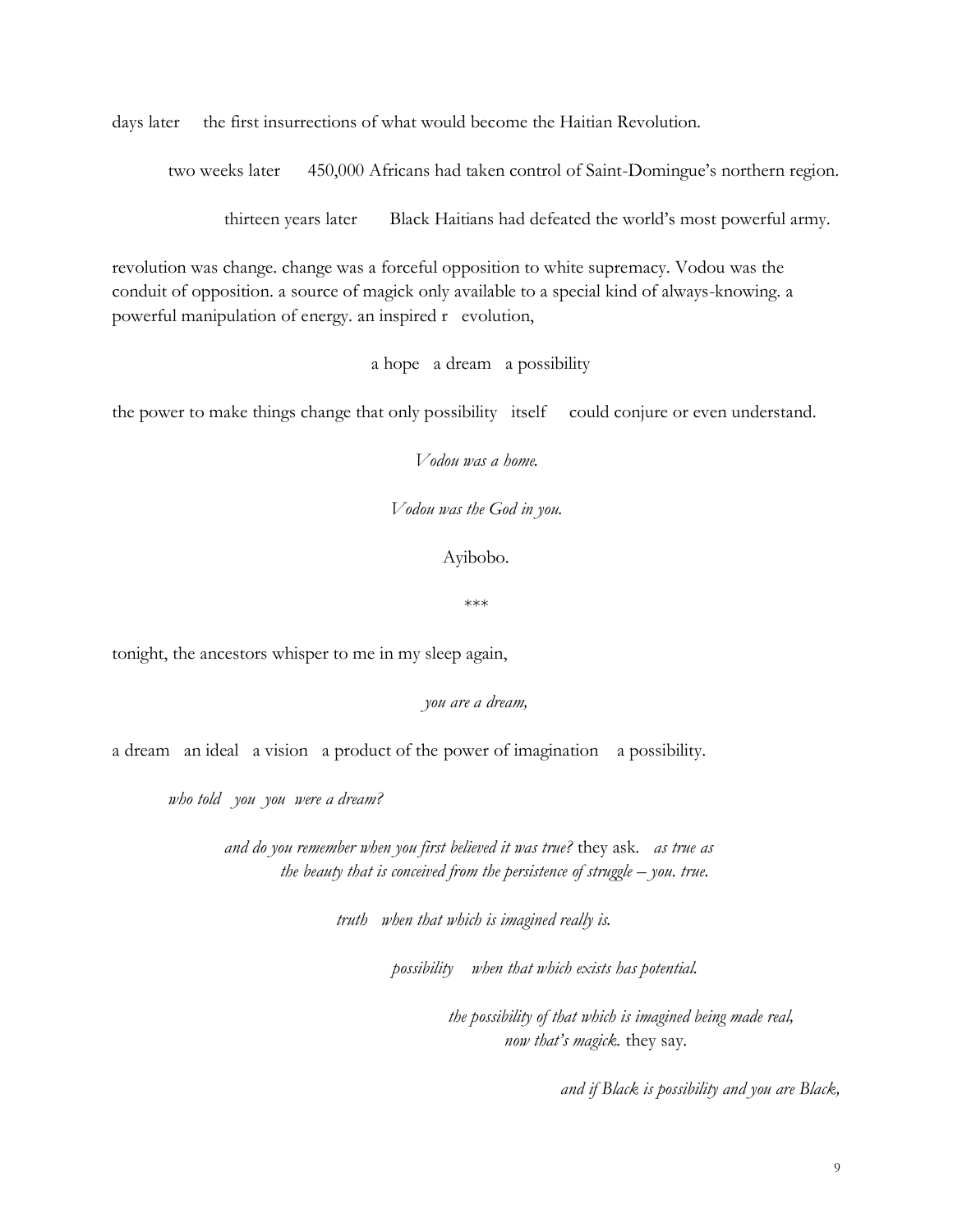days later  the first insurrections of what would become the Haitian Revolution.

two weeks later  450,000 Africans had taken control of Saint-Domingue's northern region.

thirteen years later  Black Haitians had defeated the world's most powerful army.

revolution was change. change was a forceful opposition to white supremacy. Vodou was the conduit of opposition. a source of magick only available to a special kind of always-knowing. a powerful manipulation of energy. an inspired r evolution,

a hope a dream a possibility

the power to make things change that only possibility itself could conjure or even understand.

*Vodou was a home.*

*Vodou was the God in you.*

Ayibobo.

\*\*\*

tonight, the ancestors whisper to me in my sleep again,

*you are a dream,*

a dream an ideal a vision a product of the power of imagination a possibility.

*who told you you were a dream?*

*and do you remember when you first believed it was true?* they ask. *as true as the beauty that is conceived from the persistence of struggle – you. true.*

*truth when that which is imagined really is.*

*possibility when that which exists has potential.*

*the possibility of that which is imagined being made real, now that's magick.* they say.

*and if Black is possibility and you are Black,*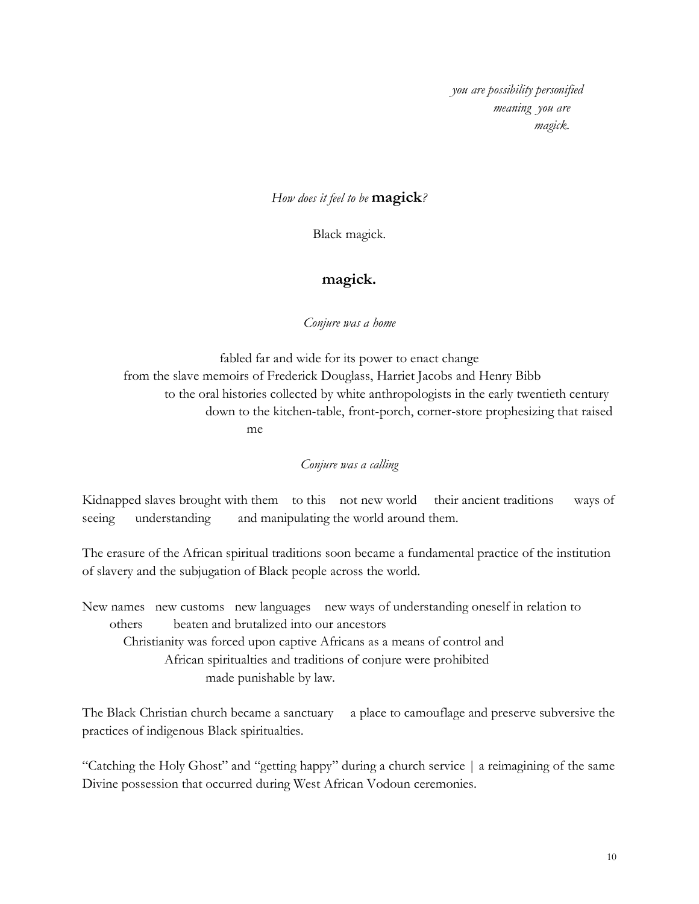*you are possibility personified*
*meaning you are*
*magick.*

*How does it feel to be* **magick***?*

Black magick.

**magick.**

*Conjure was a home*

fabled far and wide for its power to enact change
from the slave memoirs of Frederick Douglass, Harriet Jacobs and Henry Bibb
to the oral histories collected by white anthropologists in the early twentieth century
down to the kitchen-table, front-porch, corner-store prophesizing that raised
me

*Conjure was a calling*

Kidnapped slaves brought with them to this not new world their ancient traditions ways of seeing understanding and manipulating the world around them.

The erasure of the African spiritual traditions soon became a fundamental practice of the institution of slavery and the subjugation of Black people across the world.

New names new customs new languages new ways of understanding oneself in relation to
others beaten and brutalized into our ancestors
Christianity was forced upon captive Africans as a means of control and
African spiritualties and traditions of conjure were prohibited
made punishable by law.

The Black Christian church became a sanctuary a place to camouflage and preserve subversive the practices of indigenous Black spiritualties.

"Catching the Holy Ghost" and "getting happy" during a church service | a reimagining of the same Divine possession that occurred during West African Vodoun ceremonies.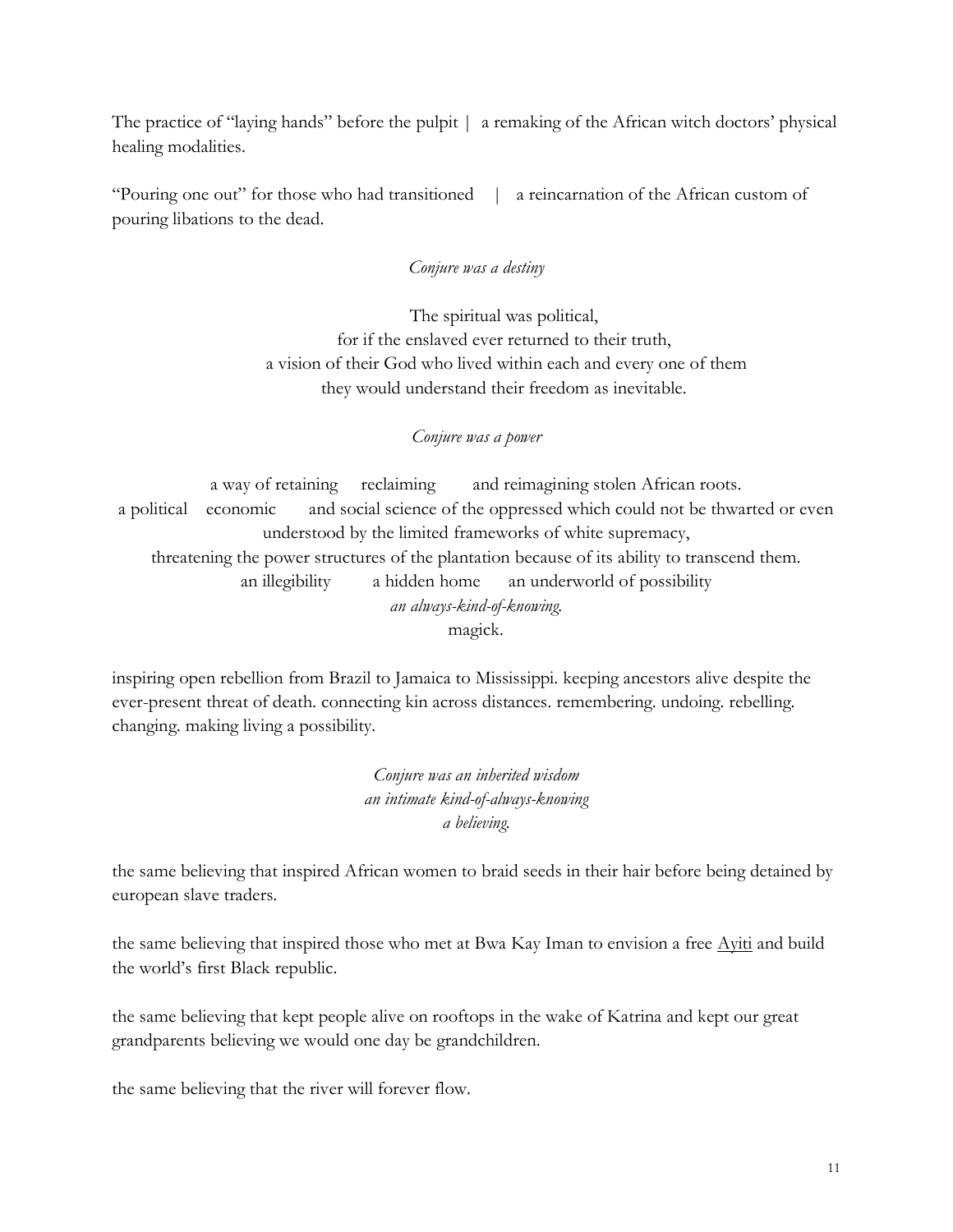The practice of "laying hands" before the pulpit | a remaking of the African witch doctors' physical healing modalities.

"Pouring one out" for those who had transitioned | a reincarnation of the African custom of pouring libations to the dead.

*Conjure was a destiny*

The spiritual was political,  
for if the enslaved ever returned to their truth,  
a vision of their God who lived within each and every one of them  
they would understand their freedom as inevitable.

*Conjure was a power*

a way of retaining reclaiming and reimagining stolen African roots.  
a political economic and social science of the oppressed which could not be thwarted or even understood by the limited frameworks of white supremacy,  
threatening the power structures of the plantation because of its ability to transcend them.  
an illegibility a hidden home an underworld of possibility  
*an always-kind-of-knowing.*  
magick.

inspiring open rebellion from Brazil to Jamaica to Mississippi. keeping ancestors alive despite the ever-present threat of death. connecting kin across distances. remembering. undoing. rebelling. changing. making living a possibility.

*Conjure was an inherited wisdom*  
*an intimate kind-of-always-knowing*  
*a believing.*

the same believing that inspired African women to braid seeds in their hair before being detained by european slave traders.

the same believing that inspired those who met at Bwa Kay Iman to envision a free Ayiti and build the world's first Black republic.

the same believing that kept people alive on rooftops in the wake of Katrina and kept our great grandparents believing we would one day be grandchildren.

the same believing that the river will forever flow.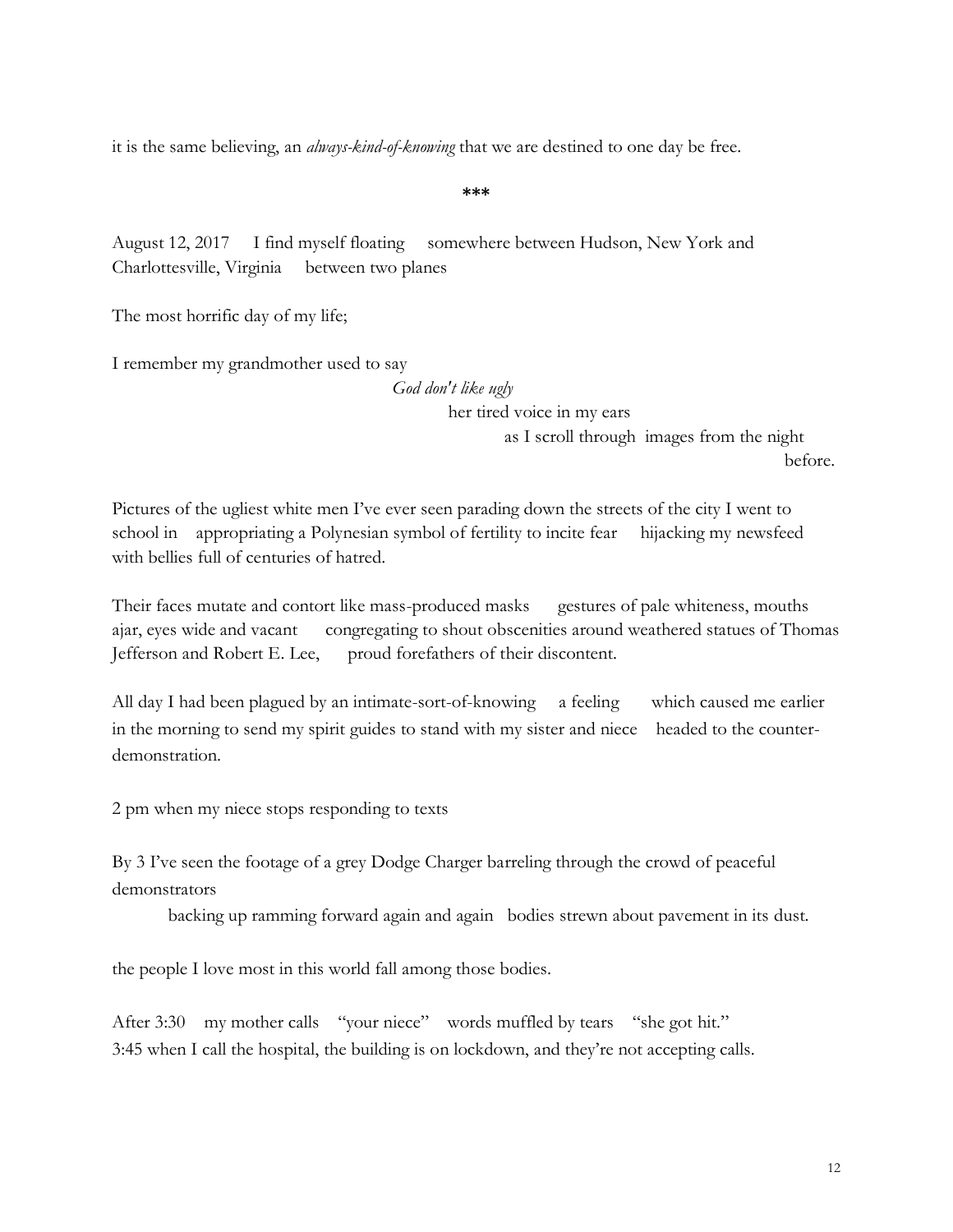it is the same believing, an *always-kind-of-knowing* that we are destined to one day be free.

***

August 12, 2017     I find myself floating     somewhere between Hudson, New York and Charlottesville, Virginia     between two planes

The most horrific day of my life;

I remember my grandmother used to say

*God don't like ugly*

her tired voice in my ears

as I scroll through images from the night

before.

Pictures of the ugliest white men I've ever seen parading down the streets of the city I went to school in     appropriating a Polynesian symbol of fertility to incite fear     hijacking my newsfeed with bellies full of centuries of hatred.

Their faces mutate and contort like mass-produced masks     gestures of pale whiteness, mouths ajar, eyes wide and vacant     congregating to shout obscenities around weathered statues of Thomas Jefferson and Robert E. Lee,     proud forefathers of their discontent.

All day I had been plagued by an intimate-sort-of-knowing     a feeling     which caused me earlier in the morning to send my spirit guides to stand with my sister and niece     headed to the counter-demonstration.

2 pm when my niece stops responding to texts

By 3 I've seen the footage of a grey Dodge Charger barreling through the crowd of peaceful demonstrators

backing up ramming forward again and again   bodies strewn about pavement in its dust.

the people I love most in this world fall among those bodies.

After 3:30     my mother calls     "your niece"     words muffled by tears     "she got hit."
3:45 when I call the hospital, the building is on lockdown, and they're not accepting calls.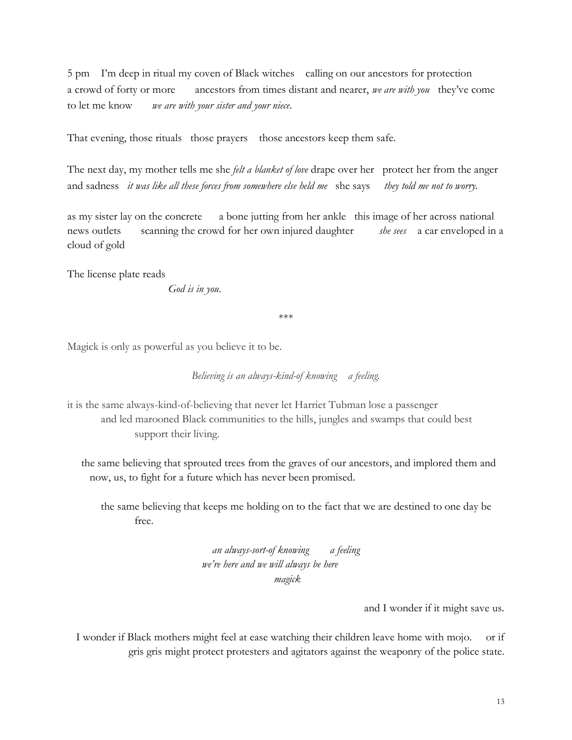5 pm    I'm deep in ritual my coven of Black witches    calling on our ancestors for protection a crowd of forty or more    ancestors from times distant and nearer, *we are with you*    they've come to let me know    *we are with your sister and your niece.*

That evening, those rituals    those prayers    those ancestors keep them safe.

The next day, my mother tells me she *felt a blanket of love* drape over her    protect her from the anger and sadness    *it was like all these forces from somewhere else held me*    she says    *they told me not to worry.*

as my sister lay on the concrete    a bone jutting from her ankle    this image of her across national news outlets    scanning the crowd for her own injured daughter    *she sees*    a car enveloped in a cloud of gold

The license plate reads

*God is in you.*

\*\*\*

Magick is only as powerful as you believe it to be.

*Believing is an always-kind-of knowing    a feeling.*

it is the same always-kind-of-believing that never let Harriet Tubman lose a passenger
and led marooned Black communities to the hills, jungles and swamps that could best support their living.

the same believing that sprouted trees from the graves of our ancestors, and implored them and now, us, to fight for a future which has never been promised.

the same believing that keeps me holding on to the fact that we are destined to one day be free.

*an always-sort-of knowing    a feeling*
*we're here and we will always be here*
*magick*

and I wonder if it might save us.

I wonder if Black mothers might feel at ease watching their children leave home with mojo.    or if gris gris might protect protesters and agitators against the weaponry of the police state.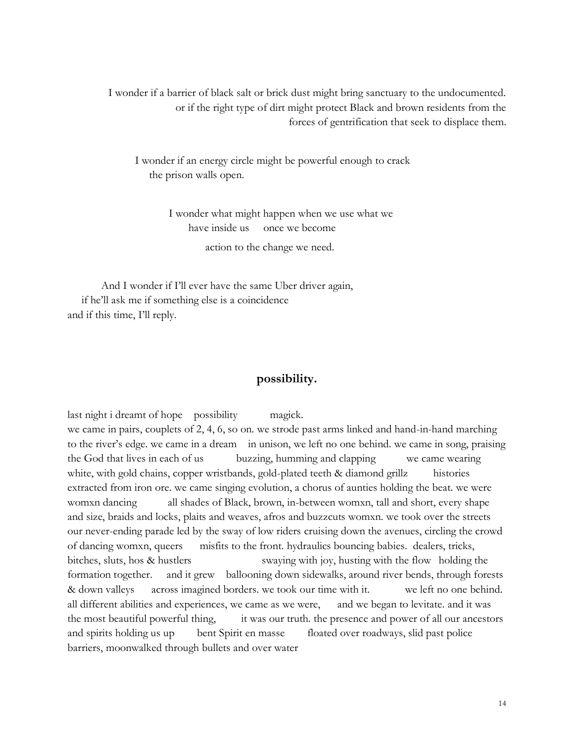I wonder if a barrier of black salt or brick dust might bring sanctuary to the undocumented.
or if the right type of dirt might protect Black and brown residents from the
forces of gentrification that seek to displace them.

I wonder if an energy circle might be powerful enough to crack
the prison walls open.

I wonder what might happen when we use what we
have inside us    once we become
action to the change we need.

And I wonder if I'll ever have the same Uber driver again,
if he'll ask me if something else is a coincidence
and if this time, I'll reply.

## possibility.

last night i dreamt of hope    possibility    magick.
we came in pairs, couplets of 2, 4, 6, so on. we strode past arms linked and hand-in-hand marching to the river's edge. we came in a dream    in unison, we left no one behind. we came in song, praising the God that lives in each of us    buzzing, humming and clapping    we came wearing white, with gold chains, copper wristbands, gold-plated teeth & diamond grillz    histories extracted from iron ore. we came singing evolution, a chorus of aunties holding the beat. we were womxn dancing    all shades of Black, brown, in-between womxn, tall and short, every shape and size, braids and locks, plaits and weaves, afros and buzzcuts womxn. we took over the streets our never-ending parade led by the sway of low riders cruising down the avenues, circling the crowd of dancing womxn, queers    misfits to the front. hydraulics bouncing babies.  dealers, tricks, bitches, sluts, hos & hustlers    swaying with joy, husting with the flow   holding the formation together.    and it grew    ballooning down sidewalks, around river bends, through forests & down valleys    across imagined borders. we took our time with it.    we left no one behind. all different abilities and experiences, we came as we were,    and we began to levitate. and it was the most beautiful powerful thing,    it was our truth. the presence and power of all our ancestors and spirits holding us up    bent Spirit en masse    floated over roadways, slid past police barriers, moonwalked through bullets and over water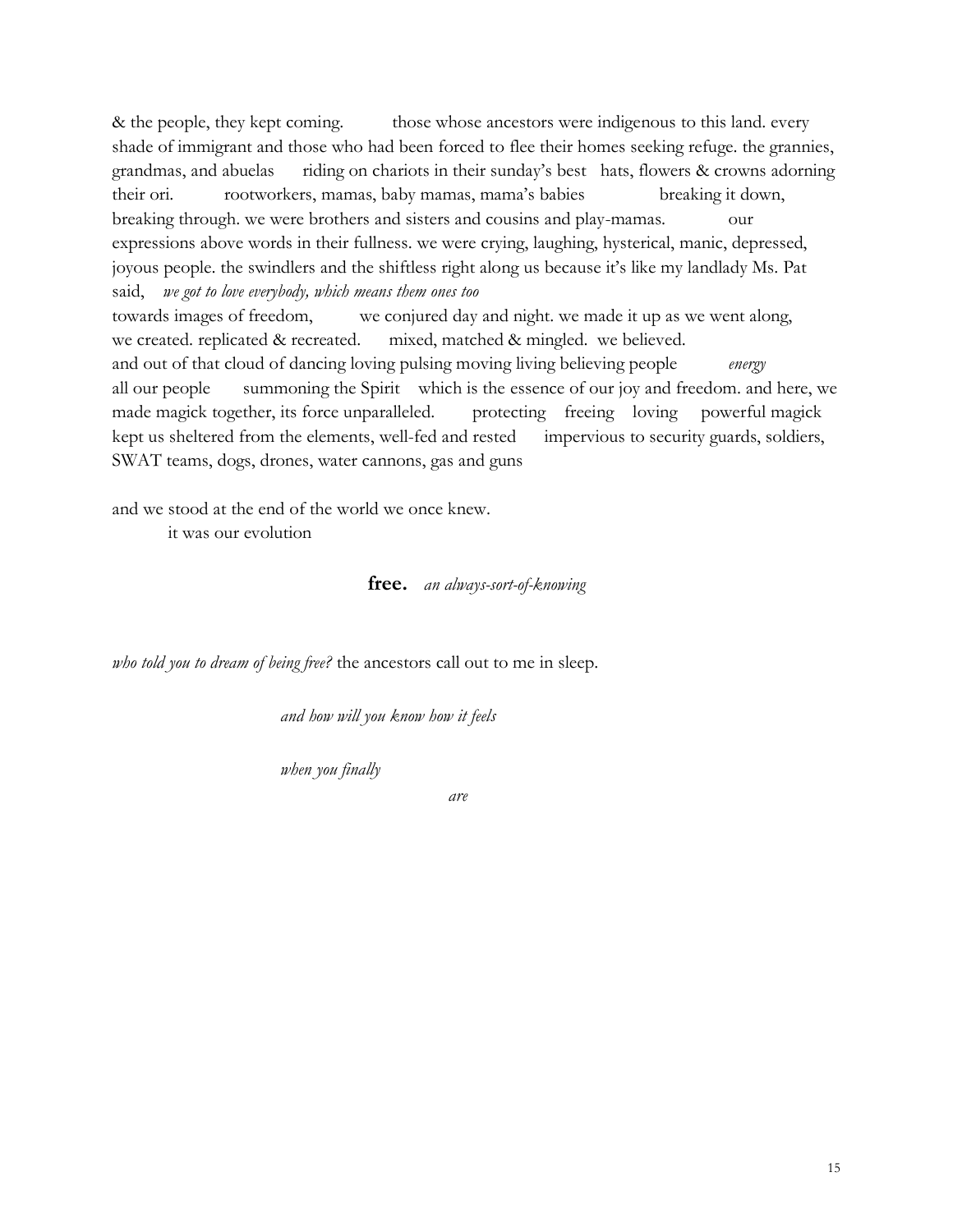& the people, they kept coming. those whose ancestors were indigenous to this land. every shade of immigrant and those who had been forced to flee their homes seeking refuge. the grannies, grandmas, and abuelas riding on chariots in their sunday's best hats, flowers & crowns adorning their ori. rootworkers, mamas, baby mamas, mama's babies breaking it down, breaking through. we were brothers and sisters and cousins and play-mamas. our expressions above words in their fullness. we were crying, laughing, hysterical, manic, depressed, joyous people. the swindlers and the shiftless right along us because it's like my landlady Ms. Pat said, *we got to love everybody, which means them ones too*
towards images of freedom, we conjured day and night. we made it up as we went along, we created. replicated & recreated. mixed, matched & mingled. we believed.
and out of that cloud of dancing loving pulsing moving living believing people *energy*
all our people summoning the Spirit which is the essence of our joy and freedom. and here, we made magick together, its force unparalleled. protecting freeing loving powerful magick kept us sheltered from the elements, well-fed and rested impervious to security guards, soldiers, SWAT teams, dogs, drones, water cannons, gas and guns

and we stood at the end of the world we once knew.
it was our evolution

**free.** *an always-sort-of-knowing*

*who told you to dream of being free?* the ancestors call out to me in sleep.

*and how will you know how it feels*

*when you finally*

*are*